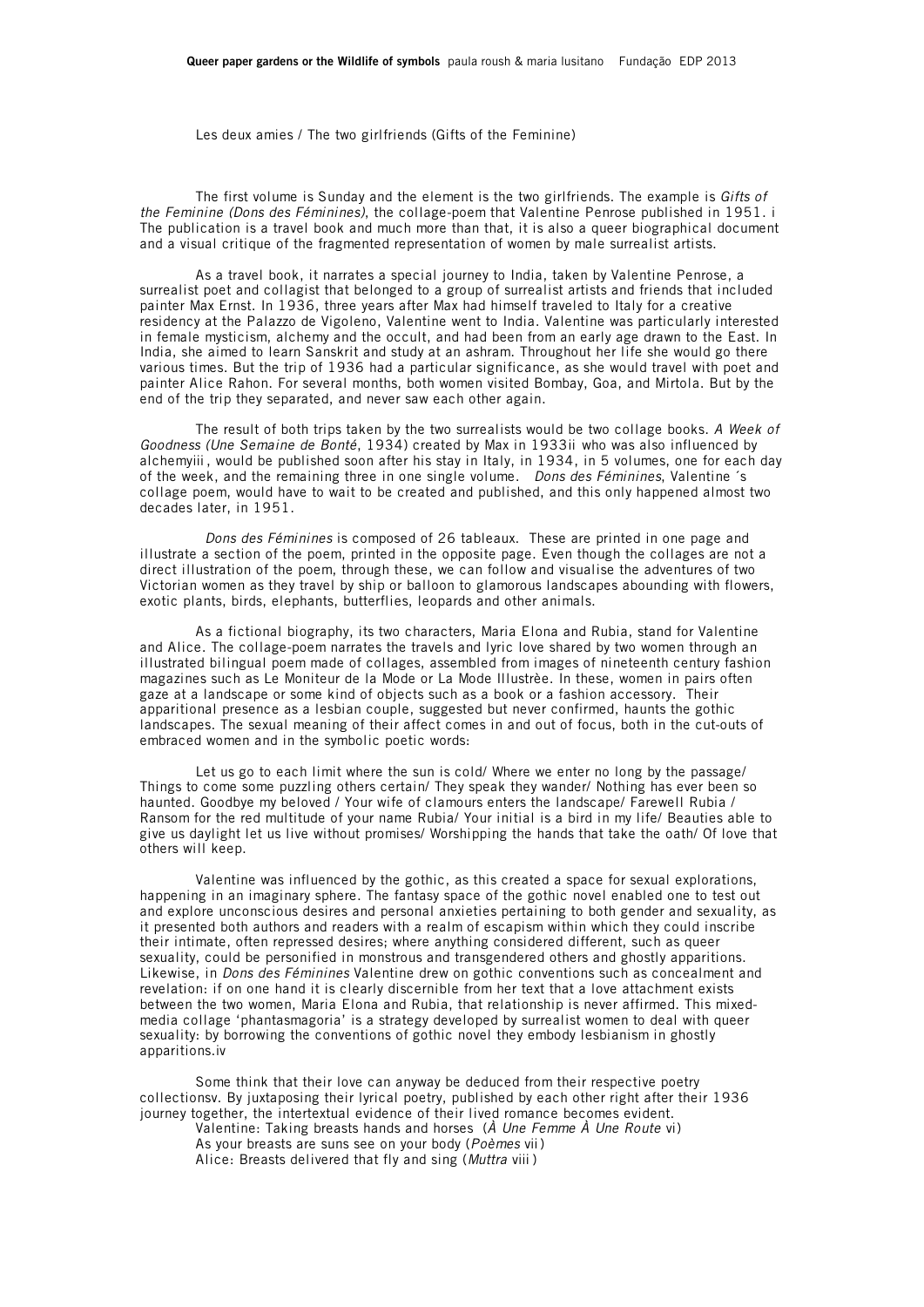Les deux amies / The two girlfriends (Gifts of the Feminine)

The first volume is Sunday and the element is the two girlfriends. The example is *Gifts of the Feminine (Dons des Féminines)*, the collage-poem that Valentine Penrose published in 1951. [i] The publication is a travel book and much more than that, it is also a queer biographical document and a visual critique of the fragmented representation of women by male surrealist artists.

As a travel book, it narrates a special journey to India, taken by Valentine Penrose, a surrealist poet and collagist that belonged to a group of surrealist artists and friends that included painter Max Ernst. In 1936, three years after Max had himself traveled to Italy for a creative residency at the Palazzo de Vigoleno, Valentine went to India. Valentine was particularly interested in female mysticism, alchemy and the occult, and had been from an early age drawn to the East. In India, she aimed to learn Sanskrit and study at an ashram. Throughout her life she would go there various times. But the trip of 1936 had a particular significance, as she would travel with poet and painter Alice Rahon. For several months, both women visited Bombay, Goa, and Mirtola. But by the end of the trip they separated, and never saw each other again.

The result of both trips taken by the two surrealists would be two collage books. *A Week of Goodness (Une Semaine de Bonté*, 1934) created by Max in 1933[ii] who was also influenced by alchemy[iii], would be published soon after his stay in Italy, in 1934, in 5 volumes, one for each day of the week, and the remaining three in one single volume. *Dons des Féminines*, Valentine´s collage poem, would have to wait to be created and published, and this only happened almost two decades later, in 1951.

*Dons des Féminines* is composed of 26 tableaux. These are printed in one page and illustrate a section of the poem, printed in the opposite page. Even though the collages are not a direct illustration of the poem, through these, we can follow and visualise the adventures of two Victorian women as they travel by ship or balloon to glamorous landscapes abounding with flowers, exotic plants, birds, elephants, butterflies, leopards and other animals.

As a fictional biography, its two characters, Maria Elona and Rubia, stand for Valentine and Alice. The collage-poem narrates the travels and lyric love shared by two women through an illustrated bilingual poem made of collages, assembled from images of nineteenth century fashion magazines such as Le Moniteur de la Mode or La Mode Illustrèe. In these, women in pairs often gaze at a landscape or some kind of objects such as a book or a fashion accessory. Their apparitional presence as a lesbian couple, suggested but never confirmed, haunts the gothic landscapes. The sexual meaning of their affect comes in and out of focus, both in the cut-outs of embraced women and in the symbolic poetic words:

Let us go to each limit where the sun is cold/ Where we enter no long by the passage/ Things to come some puzzling others certain/ They speak they wander/ Nothing has ever been so haunted. Goodbye my beloved / Your wife of clamours enters the landscape/ Farewell Rubia / Ransom for the red multitude of your name Rubia/ Your initial is a bird in my life/ Beauties able to give us daylight let us live without promises/ Worshipping the hands that take the oath/ Of love that others will keep.

Valentine was influenced by the gothic, as this created a space for sexual explorations, happening in an imaginary sphere. The fantasy space of the gothic novel enabled one to test out and explore unconscious desires and personal anxieties pertaining to both gender and sexuality, as it presented both authors and readers with a realm of escapism within which they could inscribe their intimate, often repressed desires; where anything considered different, such as queer sexuality, could be personified in monstrous and transgendered others and ghostly apparitions. Likewise, in *Dons des Féminines* Valentine drew on gothic conventions such as concealment and revelation: if on one hand it is clearly discernible from her text that a love attachment exists between the two women, Maria Elona and Rubia, that relationship is never affirmed. This mixed-media collage 'phantasmagoria' is a strategy developed by surrealist women to deal with queer sexuality: by borrowing the conventions of gothic novel they embody lesbianism in ghostly apparitions.[iv]

Some think that their love can anyway be deduced from their respective poetry collections[v]. By juxtaposing their lyrical poetry, published by each other right after their 1936 journey together, the intertextual evidence of their lived romance becomes evident.

Valentine: Taking breasts hands and horses (*À Une Femme À Une Route* [vi])
As your breasts are suns see on your body (*Poèmes* [vii])
Alice: Breasts delivered that fly and sing (*Muttra* [viii])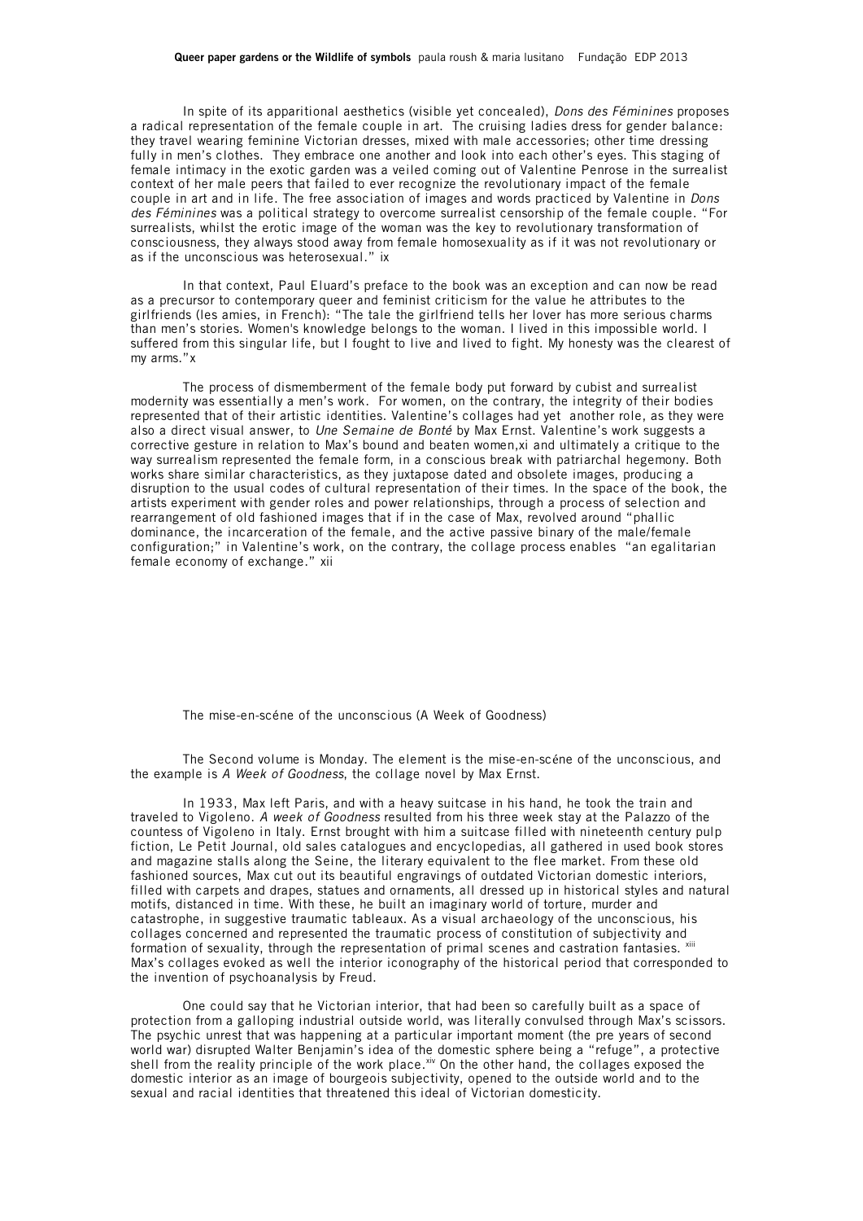In spite of its apparitional aesthetics (visible yet concealed), *Dons des Féminines* proposes a radical representation of the female couple in art. The cruising ladies dress for gender balance: they travel wearing feminine Victorian dresses, mixed with male accessories; other time dressing fully in men's clothes. They embrace one another and look into each other's eyes. This staging of female intimacy in the exotic garden was a veiled coming out of Valentine Penrose in the surrealist context of her male peers that failed to ever recognize the revolutionary impact of the female couple in art and in life. The free association of images and words practiced by Valentine in *Dons des Féminines* was a political strategy to overcome surrealist censorship of the female couple. "For surrealists, whilst the erotic image of the woman was the key to revolutionary transformation of consciousness, they always stood away from female homosexuality as if it was not revolutionary or as if the unconscious was heterosexual." ix

In that context, Paul Eluard's preface to the book was an exception and can now be read as a precursor to contemporary queer and feminist criticism for the value he attributes to the girlfriends (les amies, in French): "The tale the girlfriend tells her lover has more serious charms than men's stories. Women's knowledge belongs to the woman. I lived in this impossible world. I suffered from this singular life, but I fought to live and lived to fight. My honesty was the clearest of my arms."x

The process of dismemberment of the female body put forward by cubist and surrealist modernity was essentially a men's work. For women, on the contrary, the integrity of their bodies represented that of their artistic identities. Valentine's collages had yet another role, as they were also a direct visual answer, to *Une Semaine de Bonté* by Max Ernst. Valentine's work suggests a corrective gesture in relation to Max's bound and beaten women,xi and ultimately a critique to the way surrealism represented the female form, in a conscious break with patriarchal hegemony. Both works share similar characteristics, as they juxtapose dated and obsolete images, producing a disruption to the usual codes of cultural representation of their times. In the space of the book, the artists experiment with gender roles and power relationships, through a process of selection and rearrangement of old fashioned images that if in the case of Max, revolved around "phallic dominance, the incarceration of the female, and the active passive binary of the male/female configuration;" in Valentine's work, on the contrary, the collage process enables "an egalitarian female economy of exchange." xii

## The mise-en-scéne of the unconscious (A Week of Goodness)

The Second volume is Monday. The element is the mise-en-scéne of the unconscious, and the example is *A Week of Goodness*, the collage novel by Max Ernst.

In 1933, Max left Paris, and with a heavy suitcase in his hand, he took the train and traveled to Vigoleno. *A week of Goodness* resulted from his three week stay at the Palazzo of the countess of Vigoleno in Italy. Ernst brought with him a suitcase filled with nineteenth century pulp fiction, Le Petit Journal, old sales catalogues and encyclopedias, all gathered in used book stores and magazine stalls along the Seine, the literary equivalent to the flee market. From these old fashioned sources, Max cut out its beautiful engravings of outdated Victorian domestic interiors, filled with carpets and drapes, statues and ornaments, all dressed up in historical styles and natural motifs, distanced in time. With these, he built an imaginary world of torture, murder and catastrophe, in suggestive traumatic tableaux. As a visual archaeology of the unconscious, his collages concerned and represented the traumatic process of constitution of subjectivity and formation of sexuality, through the representation of primal scenes and castration fantasies. [xiii] Max's collages evoked as well the interior iconography of the historical period that corresponded to the invention of psychoanalysis by Freud.

One could say that he Victorian interior, that had been so carefully built as a space of protection from a galloping industrial outside world, was literally convulsed through Max's scissors. The psychic unrest that was happening at a particular important moment (the pre years of second world war) disrupted Walter Benjamin's idea of the domestic sphere being a "refuge", a protective shell from the reality principle of the work place.[xiv] On the other hand, the collages exposed the domestic interior as an image of bourgeois subjectivity, opened to the outside world and to the sexual and racial identities that threatened this ideal of Victorian domesticity.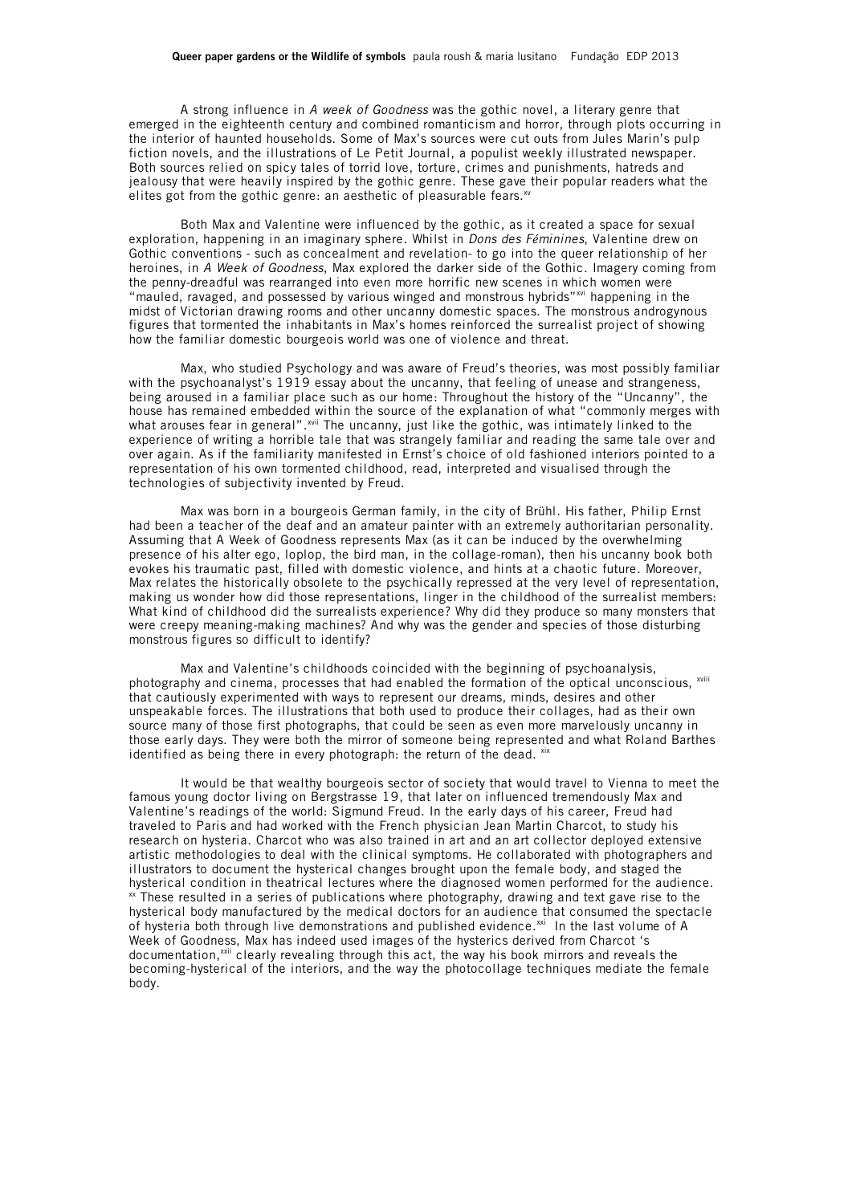A strong influence in *A week of Goodness* was the gothic novel, a literary genre that emerged in the eighteenth century and combined romanticism and horror, through plots occurring in the interior of haunted households. Some of Max's sources were cut outs from Jules Marin's pulp fiction novels, and the illustrations of Le Petit Journal, a populist weekly illustrated newspaper. Both sources relied on spicy tales of torrid love, torture, crimes and punishments, hatreds and jealousy that were heavily inspired by the gothic genre. These gave their popular readers what the elites got from the gothic genre: an aesthetic of pleasurable fears.[xv]

Both Max and Valentine were influenced by the gothic, as it created a space for sexual exploration, happening in an imaginary sphere. Whilst in *Dons des Féminines*, Valentine drew on Gothic conventions - such as concealment and revelation- to go into the queer relationship of her heroines, in *A Week of Goodness*, Max explored the darker side of the Gothic. Imagery coming from the penny-dreadful was rearranged into even more horrific new scenes in which women were "mauled, ravaged, and possessed by various winged and monstrous hybrids"[xvi] happening in the midst of Victorian drawing rooms and other uncanny domestic spaces. The monstrous androgynous figures that tormented the inhabitants in Max's homes reinforced the surrealist project of showing how the familiar domestic bourgeois world was one of violence and threat.

Max, who studied Psychology and was aware of Freud's theories, was most possibly familiar with the psychoanalyst's 1919 essay about the uncanny, that feeling of unease and strangeness, being aroused in a familiar place such as our home: Throughout the history of the "Uncanny", the house has remained embedded within the source of the explanation of what "commonly merges with what arouses fear in general".[xvii] The uncanny, just like the gothic, was intimately linked to the experience of writing a horrible tale that was strangely familiar and reading the same tale over and over again. As if the familiarity manifested in Ernst's choice of old fashioned interiors pointed to a representation of his own tormented childhood, read, interpreted and visualised through the technologies of subjectivity invented by Freud.

Max was born in a bourgeois German family, in the city of Brühl. His father, Philip Ernst had been a teacher of the deaf and an amateur painter with an extremely authoritarian personality. Assuming that A Week of Goodness represents Max (as it can be induced by the overwhelming presence of his alter ego, loplop, the bird man, in the collage-roman), then his uncanny book both evokes his traumatic past, filled with domestic violence, and hints at a chaotic future. Moreover, Max relates the historically obsolete to the psychically repressed at the very level of representation, making us wonder how did those representations, linger in the childhood of the surrealist members: What kind of childhood did the surrealists experience? Why did they produce so many monsters that were creepy meaning-making machines? And why was the gender and species of those disturbing monstrous figures so difficult to identify?

Max and Valentine's childhoods coincided with the beginning of psychoanalysis, photography and cinema, processes that had enabled the formation of the optical unconscious, [xviii] that cautiously experimented with ways to represent our dreams, minds, desires and other unspeakable forces. The illustrations that both used to produce their collages, had as their own source many of those first photographs, that could be seen as even more marvelously uncanny in those early days. They were both the mirror of someone being represented and what Roland Barthes identified as being there in every photograph: the return of the dead. [xix]

It would be that wealthy bourgeois sector of society that would travel to Vienna to meet the famous young doctor living on Bergstrasse 19, that later on influenced tremendously Max and Valentine's readings of the world: Sigmund Freud. In the early days of his career, Freud had traveled to Paris and had worked with the French physician Jean Martin Charcot, to study his research on hysteria. Charcot who was also trained in art and an art collector deployed extensive artistic methodologies to deal with the clinical symptoms. He collaborated with photographers and illustrators to document the hysterical changes brought upon the female body, and staged the hysterical condition in theatrical lectures where the diagnosed women performed for the audience. [xx] These resulted in a series of publications where photography, drawing and text gave rise to the hysterical body manufactured by the medical doctors for an audience that consumed the spectacle of hysteria both through live demonstrations and published evidence.[xxi] In the last volume of A Week of Goodness, Max has indeed used images of the hysterics derived from Charcot 's documentation,[xxii] clearly revealing through this act, the way his book mirrors and reveals the becoming-hysterical of the interiors, and the way the photocollage techniques mediate the female body.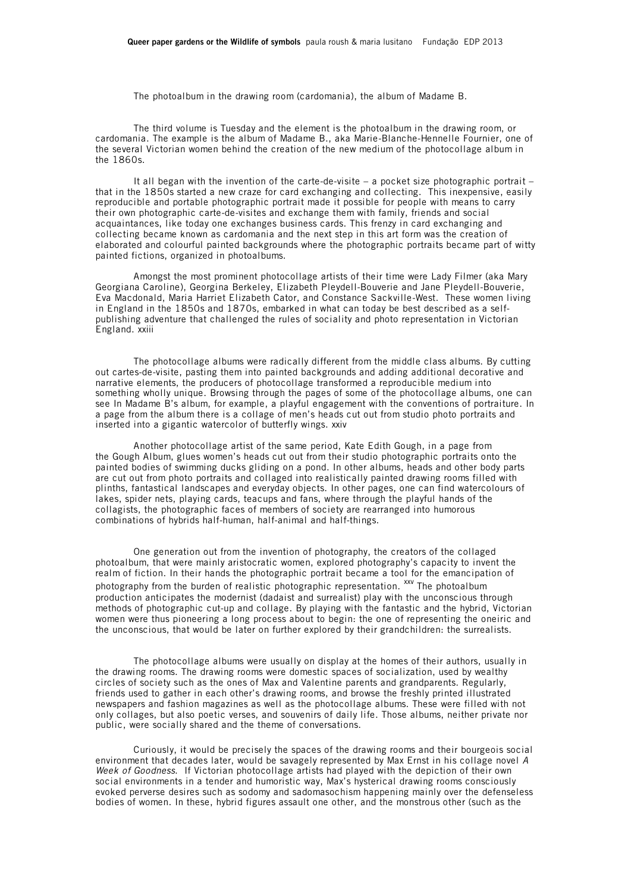The photoalbum in the drawing room (cardomania), the album of Madame B.

The third volume is Tuesday and the element is the photoalbum in the drawing room, or cardomania. The example is the album of Madame B., aka Marie-Blanche-Hennelle Fournier, one of the several Victorian women behind the creation of the new medium of the photocollage album in the 1860s.

It all began with the invention of the carte-de-visite – a pocket size photographic portrait – that in the 1850s started a new craze for card exchanging and collecting. This inexpensive, easily reproducible and portable photographic portrait made it possible for people with means to carry their own photographic carte-de-visites and exchange them with family, friends and social acquaintances, like today one exchanges business cards. This frenzy in card exchanging and collecting became known as cardomania and the next step in this art form was the creation of elaborated and colourful painted backgrounds where the photographic portraits became part of witty painted fictions, organized in photoalbums.

Amongst the most prominent photocollage artists of their time were Lady Filmer (aka Mary Georgiana Caroline), Georgina Berkeley, Elizabeth Pleydell-Bouverie and Jane Pleydell-Bouverie, Eva Macdonald, Maria Harriet Elizabeth Cator, and Constance Sackville-West. These women living in England in the 1850s and 1870s, embarked in what can today be best described as a self-publishing adventure that challenged the rules of sociality and photo representation in Victorian England. xxiii

The photocollage albums were radically different from the middle class albums. By cutting out cartes-de-visite, pasting them into painted backgrounds and adding additional decorative and narrative elements, the producers of photocollage transformed a reproducible medium into something wholly unique. Browsing through the pages of some of the photocollage albums, one can see In Madame B's album, for example, a playful engagement with the conventions of portraiture. In a page from the album there is a collage of men's heads cut out from studio photo portraits and inserted into a gigantic watercolor of butterfly wings. xxiv

Another photocollage artist of the same period, Kate Edith Gough, in a page from the Gough Album, glues women's heads cut out from their studio photographic portraits onto the painted bodies of swimming ducks gliding on a pond. In other albums, heads and other body parts are cut out from photo portraits and collaged into realistically painted drawing rooms filled with plinths, fantastical landscapes and everyday objects. In other pages, one can find watercolours of lakes, spider nets, playing cards, teacups and fans, where through the playful hands of the collagists, the photographic faces of members of society are rearranged into humorous combinations of hybrids half-human, half-animal and half-things.

One generation out from the invention of photography, the creators of the collaged photoalbum, that were mainly aristocratic women, explored photography's capacity to invent the realm of fiction. In their hands the photographic portrait became a tool for the emancipation of photography from the burden of realistic photographic representation. [xxv] The photoalbum production anticipates the modernist (dadaist and surrealist) play with the unconscious through methods of photographic cut-up and collage. By playing with the fantastic and the hybrid, Victorian women were thus pioneering a long process about to begin: the one of representing the oneiric and the unconscious, that would be later on further explored by their grandchildren: the surrealists.

The photocollage albums were usually on display at the homes of their authors, usually in the drawing rooms. The drawing rooms were domestic spaces of socialization, used by wealthy circles of society such as the ones of Max and Valentine parents and grandparents. Regularly, friends used to gather in each other's drawing rooms, and browse the freshly printed illustrated newspapers and fashion magazines as well as the photocollage albums. These were filled with not only collages, but also poetic verses, and souvenirs of daily life. Those albums, neither private nor public, were socially shared and the theme of conversations.

Curiously, it would be precisely the spaces of the drawing rooms and their bourgeois social environment that decades later, would be savagely represented by Max Ernst in his collage novel *A Week of Goodness*. If Victorian photocollage artists had played with the depiction of their own social environments in a tender and humoristic way, Max's hysterical drawing rooms consciously evoked perverse desires such as sodomy and sadomasochism happening mainly over the defenseless bodies of women. In these, hybrid figures assault one other, and the monstrous other (such as the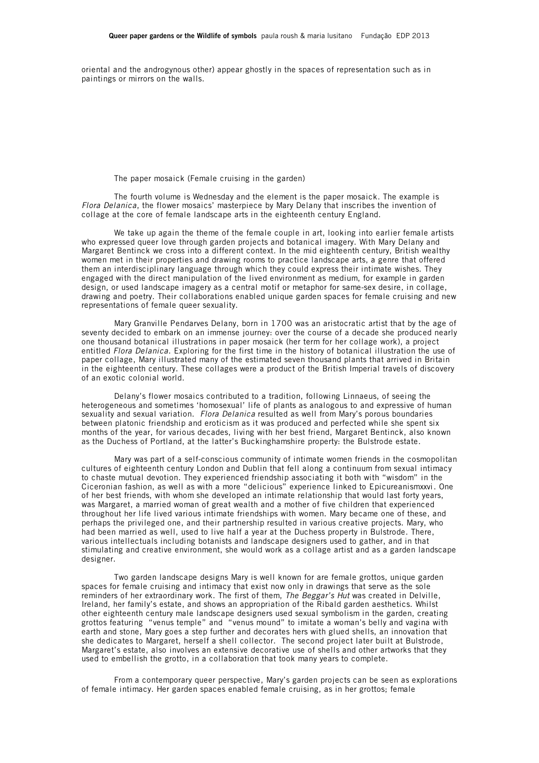oriental and the androgynous other) appear ghostly in the spaces of representation such as in paintings or mirrors on the walls.

## The paper mosaick (Female cruising in the garden)

The fourth volume is Wednesday and the element is the paper mosaick. The example is *Flora Delanica*, the flower mosaics' masterpiece by Mary Delany that inscribes the invention of collage at the core of female landscape arts in the eighteenth century England.

We take up again the theme of the female couple in art, looking into earlier female artists who expressed queer love through garden projects and botanical imagery. With Mary Delany and Margaret Bentinck we cross into a different context. In the mid eighteenth century, British wealthy women met in their properties and drawing rooms to practice landscape arts, a genre that offered them an interdisciplinary language through which they could express their intimate wishes. They engaged with the direct manipulation of the lived environment as medium, for example in garden design, or used landscape imagery as a central motif or metaphor for same-sex desire, in collage, drawing and poetry. Their collaborations enabled unique garden spaces for female cruising and new representations of female queer sexuality.

Mary Granville Pendarves Delany, born in 1700 was an aristocratic artist that by the age of seventy decided to embark on an immense journey: over the course of a decade she produced nearly one thousand botanical illustrations in paper mosaick (her term for her collage work), a project entitled *Flora Delanica*. Exploring for the first time in the history of botanical illustration the use of paper collage, Mary illustrated many of the estimated seven thousand plants that arrived in Britain in the eighteenth century. These collages were a product of the British Imperial travels of discovery of an exotic colonial world.

Delany's flower mosaics contributed to a tradition, following Linnaeus, of seeing the heterogeneous and sometimes 'homosexual' life of plants as analogous to and expressive of human sexuality and sexual variation. *Flora Delanica* resulted as well from Mary's porous boundaries between platonic friendship and eroticism as it was produced and perfected while she spent six months of the year, for various decades, living with her best friend, Margaret Bentinck, also known as the Duchess of Portland, at the latter's Buckinghamshire property: the Bulstrode estate.

Mary was part of a self-conscious community of intimate women friends in the cosmopolitan cultures of eighteenth century London and Dublin that fell along a continuum from sexual intimacy to chaste mutual devotion. They experienced friendship associating it both with "wisdom" in the Ciceronian fashion, as well as with a more "delicious" experience linked to Epicureanism[xxvi]. One of her best friends, with whom she developed an intimate relationship that would last forty years, was Margaret, a married woman of great wealth and a mother of five children that experienced throughout her life lived various intimate friendships with women. Mary became one of these, and perhaps the privileged one, and their partnership resulted in various creative projects. Mary, who had been married as well, used to live half a year at the Duchess property in Bulstrode. There, various intellectuals including botanists and landscape designers used to gather, and in that stimulating and creative environment, she would work as a collage artist and as a garden landscape designer.

Two garden landscape designs Mary is well known for are female grottos, unique garden spaces for female cruising and intimacy that exist now only in drawings that serve as the sole reminders of her extraordinary work. The first of them, *The Beggar's Hut* was created in Delville, Ireland, her family's estate, and shows an appropriation of the Ribald garden aesthetics. Whilst other eighteenth century male landscape designers used sexual symbolism in the garden, creating grottos featuring "venus temple" and "venus mound" to imitate a woman's belly and vagina with earth and stone, Mary goes a step further and decorates hers with glued shells, an innovation that she dedicates to Margaret, herself a shell collector. The second project later built at Bulstrode, Margaret's estate, also involves an extensive decorative use of shells and other artworks that they used to embellish the grotto, in a collaboration that took many years to complete.

From a contemporary queer perspective, Mary's garden projects can be seen as explorations of female intimacy. Her garden spaces enabled female cruising, as in her grottos; female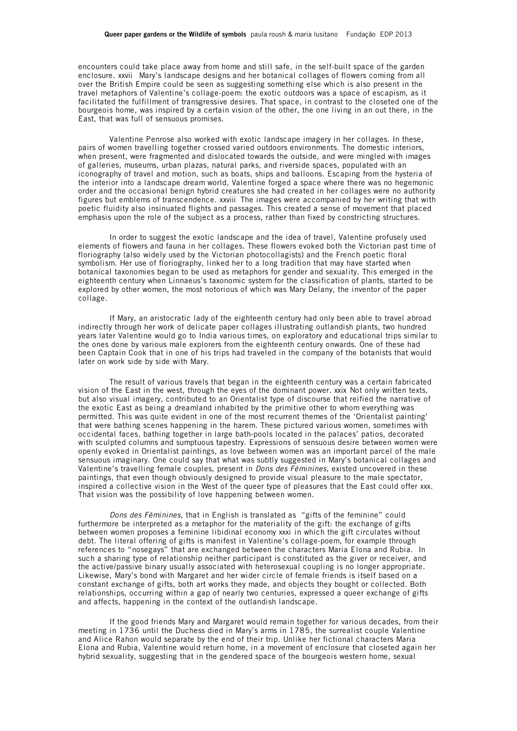encounters could take place away from home and still safe, in the self-built space of the garden enclosure. xxvii Mary's landscape designs and her botanical collages of flowers coming from all over the British Empire could be seen as suggesting something else which is also present in the travel metaphors of Valentine's collage-poem: the exotic outdoors was a space of escapism, as it facilitated the fulfillment of transgressive desires. That space, in contrast to the closeted one of the bourgeois home, was inspired by a certain vision of the other, the one living in an out there, in the East, that was full of sensuous promises.

Valentine Penrose also worked with exotic landscape imagery in her collages. In these, pairs of women travelling together crossed varied outdoors environments. The domestic interiors, when present, were fragmented and dislocated towards the outside, and were mingled with images of galleries, museums, urban plazas, natural parks, and riverside spaces, populated with an iconography of travel and motion, such as boats, ships and balloons. Escaping from the hysteria of the interior into a landscape dream world, Valentine forged a space where there was no hegemonic order and the occasional benign hybrid creatures she had created in her collages were no authority figures but emblems of transcendence. xxviii The images were accompanied by her writing that with poetic fluidity also insinuated flights and passages. This created a sense of movement that placed emphasis upon the role of the subject as a process, rather than fixed by constricting structures.

In order to suggest the exotic landscape and the idea of travel, Valentine profusely used elements of flowers and fauna in her collages. These flowers evoked both the Victorian past time of floriography (also widely used by the Victorian photocollagists) and the French poetic floral symbolism. Her use of floriography, linked her to a long tradition that may have started when botanical taxonomies began to be used as metaphors for gender and sexuality. This emerged in the eighteenth century when Linnaeus's taxonomic system for the classification of plants, started to be explored by other women, the most notorious of which was Mary Delany, the inventor of the paper collage.

If Mary, an aristocratic lady of the eighteenth century had only been able to travel abroad indirectly through her work of delicate paper collages illustrating outlandish plants, two hundred years later Valentine would go to India various times, on exploratory and educational trips similar to the ones done by various male explorers from the eighteenth century onwards. One of these had been Captain Cook that in one of his trips had traveled in the company of the botanists that would later on work side by side with Mary.

The result of various travels that began in the eighteenth century was a certain fabricated vision of the East in the west, through the eyes of the dominant power. xxix Not only written texts, but also visual imagery, contributed to an Orientalist type of discourse that reified the narrative of the exotic East as being a dreamland inhabited by the primitive other to whom everything was permitted. This was quite evident in one of the most recurrent themes of the 'Orientalist painting' that were bathing scenes happening in the harem. These pictured various women, sometimes with occidental faces, bathing together in large bath-pools located in the palaces' patios, decorated with sculpted columns and sumptuous tapestry. Expressions of sensuous desire between women were openly evoked in Orientalist paintings, as love between women was an important parcel of the male sensuous imaginary. One could say that what was subtly suggested in Mary's botanical collages and Valentine's travelling female couples, present in *Dons des Féminines*, existed uncovered in these paintings, that even though obviously designed to provide visual pleasure to the male spectator, inspired a collective vision in the West of the queer type of pleasures that the East could offer xxx. That vision was the possibility of love happening between women.

*Dons des Féminines*, that in English is translated as "gifts of the feminine" could furthermore be interpreted as a metaphor for the materiality of the gift: the exchange of gifts between women proposes a feminine libidinal economy xxxi in which the gift circulates without debt. The literal offering of gifts is manifest in Valentine's collage-poem, for example through references to "nosegays" that are exchanged between the characters Maria Elona and Rubia. In such a sharing type of relationship neither participant is constituted as the giver or receiver, and the active/passive binary usually associated with heterosexual coupling is no longer appropriate. Likewise, Mary's bond with Margaret and her wider circle of female friends is itself based on a constant exchange of gifts, both art works they made, and objects they bought or collected. Both relationships, occurring within a gap of nearly two centuries, expressed a queer exchange of gifts and affects, happening in the context of the outlandish landscape.

If the good friends Mary and Margaret would remain together for various decades, from their meeting in 1736 until the Duchess died in Mary's arms in 1785, the surrealist couple Valentine and Alice Rahon would separate by the end of their trip. Unlike her fictional characters Maria Elona and Rubia, Valentine would return home, in a movement of enclosure that closeted again her hybrid sexuality, suggesting that in the gendered space of the bourgeois western home, sexual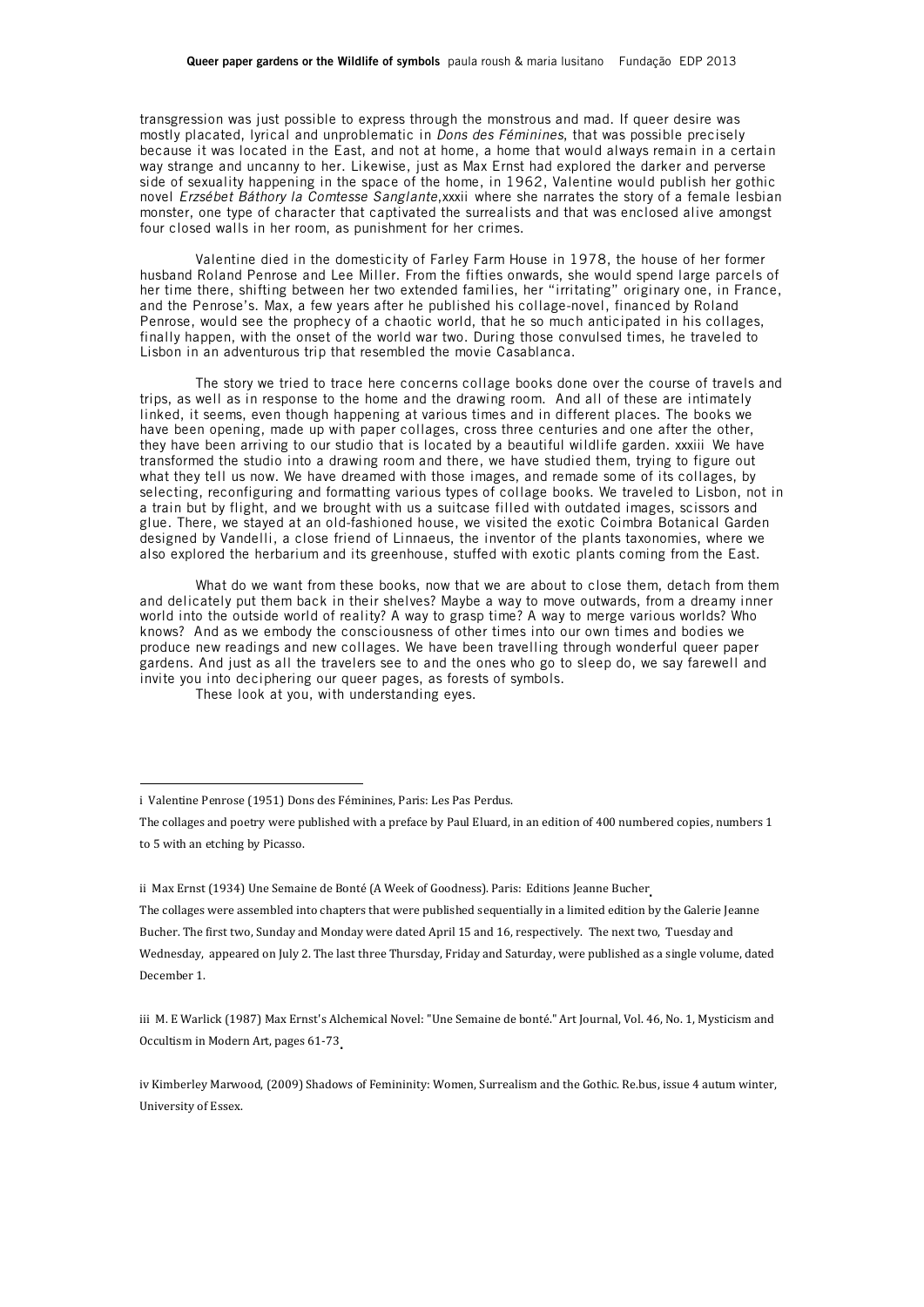transgression was just possible to express through the monstrous and mad. If queer desire was mostly placated, lyrical and unproblematic in *Dons des Féminines*, that was possible precisely because it was located in the East, and not at home, a home that would always remain in a certain way strange and uncanny to her. Likewise, just as Max Ernst had explored the darker and perverse side of sexuality happening in the space of the home, in 1962, Valentine would publish her gothic novel *Erzsébet Báthory la Comtesse Sanglante*,xxxii where she narrates the story of a female lesbian monster, one type of character that captivated the surrealists and that was enclosed alive amongst four closed walls in her room, as punishment for her crimes.

Valentine died in the domesticity of Farley Farm House in 1978, the house of her former husband Roland Penrose and Lee Miller. From the fifties onwards, she would spend large parcels of her time there, shifting between her two extended families, her "irritating" originary one, in France, and the Penrose's. Max, a few years after he published his collage-novel, financed by Roland Penrose, would see the prophecy of a chaotic world, that he so much anticipated in his collages, finally happen, with the onset of the world war two. During those convulsed times, he traveled to Lisbon in an adventurous trip that resembled the movie Casablanca.

The story we tried to trace here concerns collage books done over the course of travels and trips, as well as in response to the home and the drawing room. And all of these are intimately linked, it seems, even though happening at various times and in different places. The books we have been opening, made up with paper collages, cross three centuries and one after the other, they have been arriving to our studio that is located by a beautiful wildlife garden. xxxiii We have transformed the studio into a drawing room and there, we have studied them, trying to figure out what they tell us now. We have dreamed with those images, and remade some of its collages, by selecting, reconfiguring and formatting various types of collage books. We traveled to Lisbon, not in a train but by flight, and we brought with us a suitcase filled with outdated images, scissors and glue. There, we stayed at an old-fashioned house, we visited the exotic Coimbra Botanical Garden designed by Vandelli, a close friend of Linnaeus, the inventor of the plants taxonomies, where we also explored the herbarium and its greenhouse, stuffed with exotic plants coming from the East.

What do we want from these books, now that we are about to close them, detach from them and delicately put them back in their shelves? Maybe a way to move outwards, from a dreamy inner world into the outside world of reality? A way to grasp time? A way to merge various worlds? Who knows? And as we embody the consciousness of other times into our own times and bodies we produce new readings and new collages. We have been travelling through wonderful queer paper gardens. And just as all the travelers see to and the ones who go to sleep do, we say farewell and invite you into deciphering our queer pages, as forests of symbols.

These look at you, with understanding eyes.

---

i Valentine Penrose (1951) Dons des Féminines, Paris: Les Pas Perdus.

The collages and poetry were published with a preface by Paul Eluard, in an edition of 400 numbered copies, numbers 1 to 5 with an etching by Picasso.

ii Max Ernst (1934) Une Semaine de Bonté (A Week of Goodness). Paris: Editions Jeanne Bucher.

The collages were assembled into chapters that were published sequentially in a limited edition by the Galerie Jeanne Bucher. The first two, Sunday and Monday were dated April 15 and 16, respectively. The next two, Tuesday and Wednesday, appeared on July 2. The last three Thursday, Friday and Saturday, were published as a single volume, dated December 1.

iii M. E Warlick (1987) Max Ernst's Alchemical Novel: "Une Semaine de bonté." Art Journal, Vol. 46, No. 1, Mysticism and Occultism in Modern Art, pages 61-73.

iv Kimberley Marwood, (2009) Shadows of Femininity: Women, Surrealism and the Gothic. Re.bus, issue 4 autum winter, University of Essex.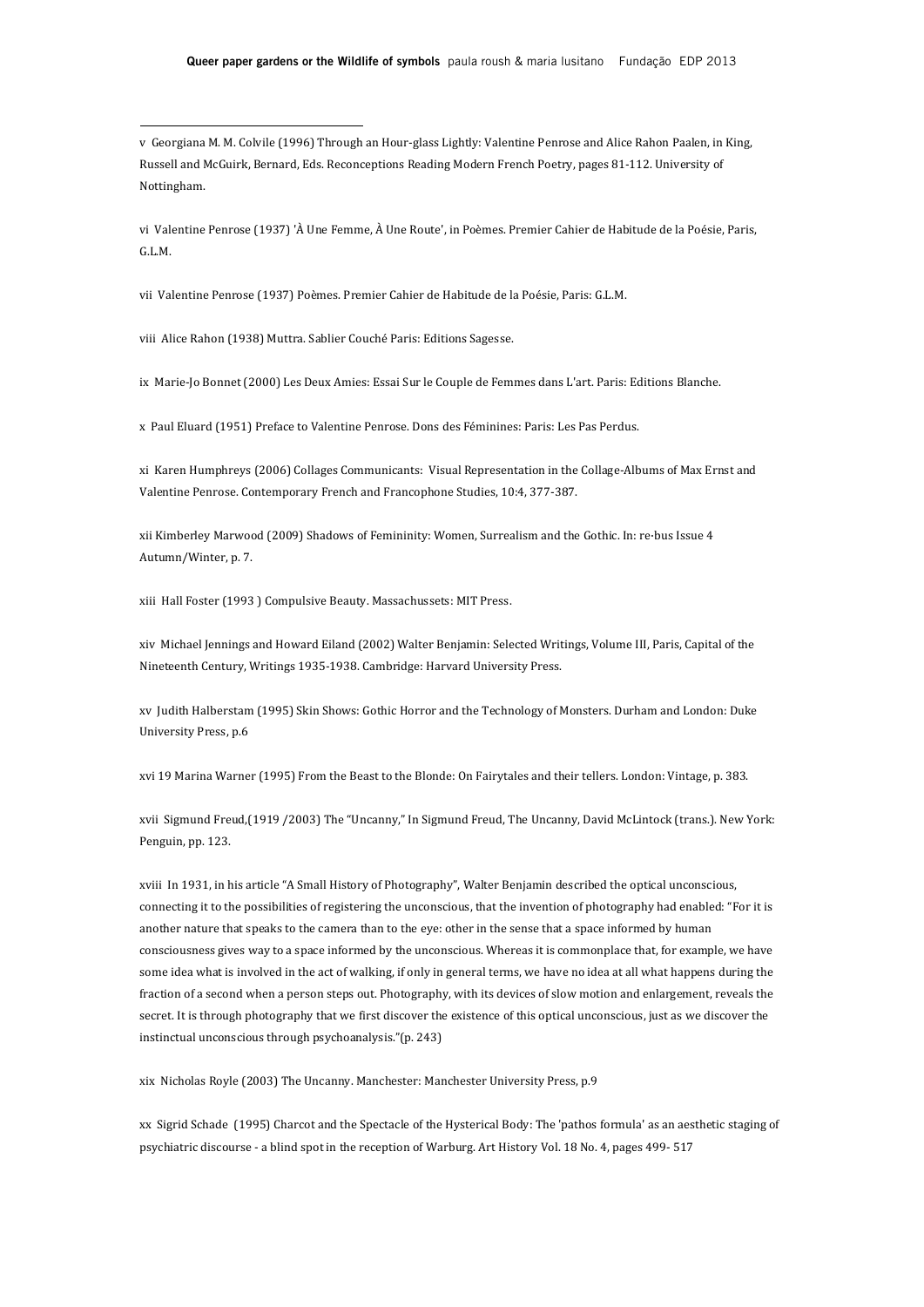v Georgiana M. M. Colvile (1996) Through an Hour-glass Lightly: Valentine Penrose and Alice Rahon Paalen, in King, Russell and McGuirk, Bernard, Eds. Reconceptions Reading Modern French Poetry, pages 81-112. University of Nottingham.

vi Valentine Penrose (1937) 'À Une Femme, À Une Route', in Poèmes. Premier Cahier de Habitude de la Poésie, Paris, G.L.M.

vii Valentine Penrose (1937) Poèmes. Premier Cahier de Habitude de la Poésie, Paris: G.L.M.

viii Alice Rahon (1938) Muttra. Sablier Couché Paris: Editions Sagesse.

ix Marie-Jo Bonnet (2000) Les Deux Amies: Essai Sur le Couple de Femmes dans L'art. Paris: Editions Blanche.

x Paul Eluard (1951) Preface to Valentine Penrose. Dons des Féminines: Paris: Les Pas Perdus.

xi Karen Humphreys (2006) Collages Communicants: Visual Representation in the Collage-Albums of Max Ernst and Valentine Penrose. Contemporary French and Francophone Studies, 10:4, 377-387.

xii Kimberley Marwood (2009) Shadows of Femininity: Women, Surrealism and the Gothic. In: re·bus Issue 4 Autumn/Winter, p. 7.

xiii Hall Foster (1993 ) Compulsive Beauty. Massachussets: MIT Press.

xiv Michael Jennings and Howard Eiland (2002) Walter Benjamin: Selected Writings, Volume III, Paris, Capital of the Nineteenth Century, Writings 1935-1938. Cambridge: Harvard University Press.

xv Judith Halberstam (1995) Skin Shows: Gothic Horror and the Technology of Monsters. Durham and London: Duke University Press, p.6

xvi 19 Marina Warner (1995) From the Beast to the Blonde: On Fairytales and their tellers. London: Vintage, p. 383.

xvii Sigmund Freud,(1919 /2003) The "Uncanny," In Sigmund Freud, The Uncanny, David McLintock (trans.). New York: Penguin, pp. 123.

xviii In 1931, in his article "A Small History of Photography", Walter Benjamin described the optical unconscious, connecting it to the possibilities of registering the unconscious, that the invention of photography had enabled: "For it is another nature that speaks to the camera than to the eye: other in the sense that a space informed by human consciousness gives way to a space informed by the unconscious. Whereas it is commonplace that, for example, we have some idea what is involved in the act of walking, if only in general terms, we have no idea at all what happens during the fraction of a second when a person steps out. Photography, with its devices of slow motion and enlargement, reveals the secret. It is through photography that we first discover the existence of this optical unconscious, just as we discover the instinctual unconscious through psychoanalysis."(p. 243)

xix Nicholas Royle (2003) The Uncanny. Manchester: Manchester University Press, p.9

xx Sigrid Schade (1995) Charcot and the Spectacle of the Hysterical Body: The 'pathos formula' as an aesthetic staging of psychiatric discourse - a blind spot in the reception of Warburg. Art History Vol. 18 No. 4, pages 499- 517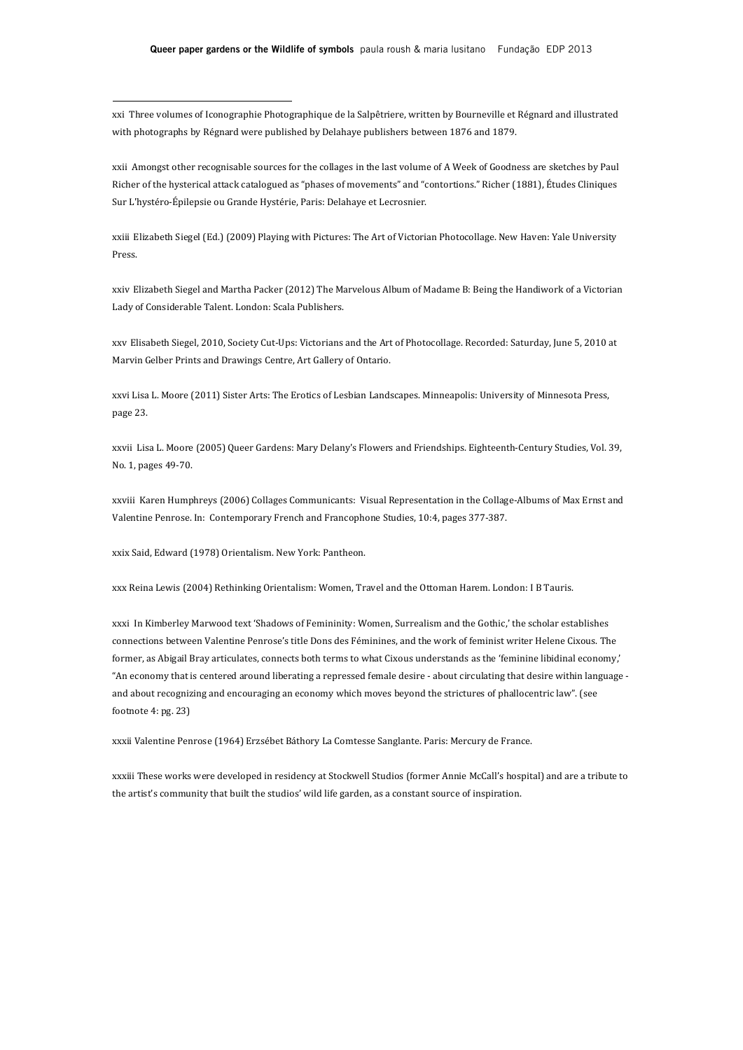xxi Three volumes of Iconographie Photographique de la Salpêtriere, written by Bourneville et Régnard and illustrated with photographs by Régnard were published by Delahaye publishers between 1876 and 1879.

xxii Amongst other recognisable sources for the collages in the last volume of A Week of Goodness are sketches by Paul Richer of the hysterical attack catalogued as "phases of movements" and "contortions." Richer (1881), Études Cliniques Sur L'hystéro-Épilepsie ou Grande Hystérie, Paris: Delahaye et Lecrosnier.

xxiii Elizabeth Siegel (Ed.) (2009) Playing with Pictures: The Art of Victorian Photocollage. New Haven: Yale University Press.

xxiv Elizabeth Siegel and Martha Packer (2012) The Marvelous Album of Madame B: Being the Handiwork of a Victorian Lady of Considerable Talent. London: Scala Publishers.

xxv Elisabeth Siegel, 2010, Society Cut-Ups: Victorians and the Art of Photocollage. Recorded: Saturday, June 5, 2010 at Marvin Gelber Prints and Drawings Centre, Art Gallery of Ontario.

xxvi Lisa L. Moore (2011) Sister Arts: The Erotics of Lesbian Landscapes. Minneapolis: University of Minnesota Press, page 23.

xxvii Lisa L. Moore (2005) Queer Gardens: Mary Delany's Flowers and Friendships. Eighteenth-Century Studies, Vol. 39, No. 1, pages 49-70.

xxviii Karen Humphreys (2006) Collages Communicants: Visual Representation in the Collage-Albums of Max Ernst and Valentine Penrose. In: Contemporary French and Francophone Studies, 10:4, pages 377-387.

xxix Said, Edward (1978) Orientalism. New York: Pantheon.

xxx Reina Lewis (2004) Rethinking Orientalism: Women, Travel and the Ottoman Harem. London: I B Tauris.

xxxi In Kimberley Marwood text 'Shadows of Femininity: Women, Surrealism and the Gothic,' the scholar establishes connections between Valentine Penrose's title Dons des Féminines, and the work of feminist writer Helene Cixous. The former, as Abigail Bray articulates, connects both terms to what Cixous understands as the 'feminine libidinal economy,' "An economy that is centered around liberating a repressed female desire - about circulating that desire within language - and about recognizing and encouraging an economy which moves beyond the strictures of phallocentric law". (see footnote 4: pg. 23)

xxxii Valentine Penrose (1964) Erzsébet Báthory La Comtesse Sanglante. Paris: Mercury de France.

xxxiii These works were developed in residency at Stockwell Studios (former Annie McCall's hospital) and are a tribute to the artist's community that built the studios' wild life garden, as a constant source of inspiration.